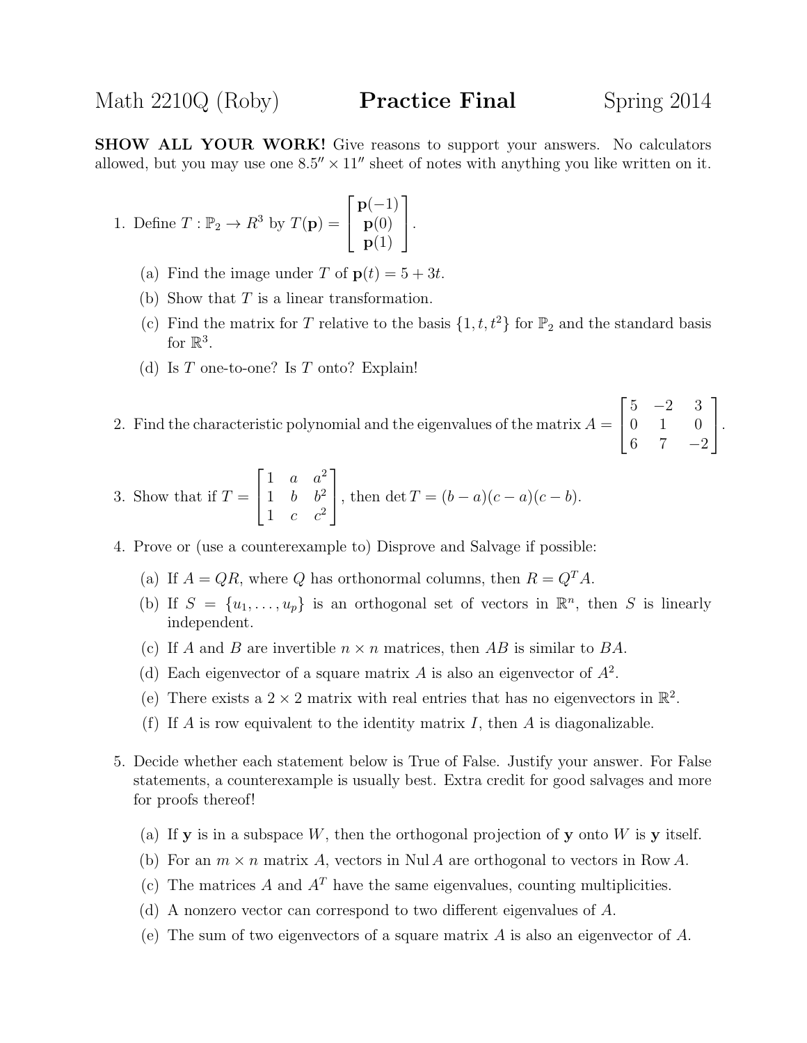# Math 2210Q (Roby) — **Practice Final** — Spring 2014

**SHOW ALL YOUR WORK!** Give reasons to support your answers. No calculators allowed, but you may use one $8.5'' \times 11''$ sheet of notes with anything you like written on it.

1. Define $T : \mathbb{P}_2 \to R^3$ by $T(\mathbf{p}) = \begin{bmatrix} \mathbf{p}(-1) \\ \mathbf{p}(0) \\ \mathbf{p}(1) \end{bmatrix}$.

   (a) Find the image under $T$ of $\mathbf{p}(t) = 5 + 3t$.

   (b) Show that $T$ is a linear transformation.

   (c) Find the matrix for $T$ relative to the basis $\{1, t, t^2\}$ for $\mathbb{P}_2$ and the standard basis for $\mathbb{R}^3$.

   (d) Is $T$ one-to-one? Is $T$ onto? Explain!

2. Find the characteristic polynomial and the eigenvalues of the matrix $A = \begin{bmatrix} 5 & -2 & 3 \\ 0 & 1 & 0 \\ 6 & 7 & -2 \end{bmatrix}$.

3. Show that if $T = \begin{bmatrix} 1 & a & a^2 \\ 1 & b & b^2 \\ 1 & c & c^2 \end{bmatrix}$, then $\det T = (b-a)(c-a)(c-b)$.

4. Prove or (use a counterexample to) Disprove and Salvage if possible:

   (a) If $A = QR$, where $Q$ has orthonormal columns, then $R = Q^T A$.

   (b) If $S = \{u_1, \ldots, u_p\}$ is an orthogonal set of vectors in $\mathbb{R}^n$, then $S$ is linearly independent.

   (c) If $A$ and $B$ are invertible $n \times n$ matrices, then $AB$ is similar to $BA$.

   (d) Each eigenvector of a square matrix $A$ is also an eigenvector of $A^2$.

   (e) There exists a $2 \times 2$ matrix with real entries that has no eigenvectors in $\mathbb{R}^2$.

   (f) If $A$ is row equivalent to the identity matrix $I$, then $A$ is diagonalizable.

5. Decide whether each statement below is True of False. Justify your answer. For False statements, a counterexample is usually best. Extra credit for good salvages and more for proofs thereof!

   (a) If $\mathbf{y}$ is in a subspace $W$, then the orthogonal projection of $\mathbf{y}$ onto $W$ is $\mathbf{y}$ itself.

   (b) For an $m \times n$ matrix $A$, vectors in $\operatorname{Nul} A$ are orthogonal to vectors in $\operatorname{Row} A$.

   (c) The matrices $A$ and $A^T$ have the same eigenvalues, counting multiplicities.

   (d) A nonzero vector can correspond to two different eigenvalues of $A$.

   (e) The sum of two eigenvectors of a square matrix $A$ is also an eigenvector of $A$.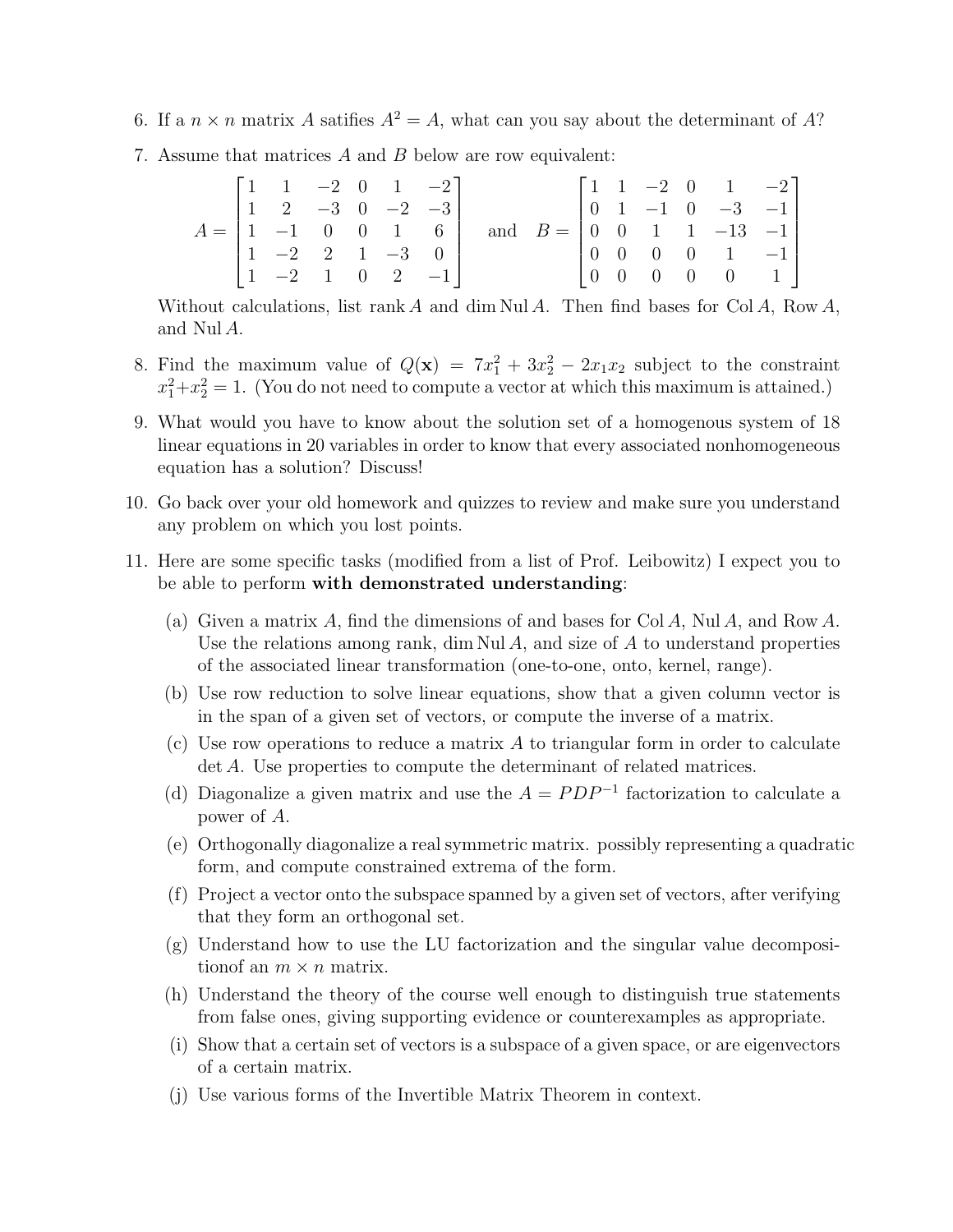6. If a $n \times n$ matrix $A$ satifies $A^2 = A$, what can you say about the determinant of $A$?

7. Assume that matrices $A$ and $B$ below are row equivalent:

$$A = \begin{bmatrix} 1 & 1 & -2 & 0 & 1 & -2 \\ 1 & 2 & -3 & 0 & -2 & -3 \\ 1 & -1 & 0 & 0 & 1 & 6 \\ 1 & -2 & 2 & 1 & -3 & 0 \\ 1 & -2 & 1 & 0 & 2 & -1 \end{bmatrix} \quad \text{and} \quad B = \begin{bmatrix} 1 & 1 & -2 & 0 & 1 & -2 \\ 0 & 1 & -1 & 0 & -3 & -1 \\ 0 & 0 & 1 & 1 & -13 & -1 \\ 0 & 0 & 0 & 0 & 1 & -1 \\ 0 & 0 & 0 & 0 & 0 & 1 \end{bmatrix}$$

   Without calculations, list rank $A$ and $\dim \operatorname{Nul} A$. Then find bases for $\operatorname{Col} A$, $\operatorname{Row} A$, and $\operatorname{Nul} A$.

8. Find the maximum value of $Q(\mathbf{x}) = 7x_1^2 + 3x_2^2 - 2x_1x_2$ subject to the constraint $x_1^2+x_2^2 = 1$. (You do not need to compute a vector at which this maximum is attained.)

9. What would you have to know about the solution set of a homogenous system of 18 linear equations in 20 variables in order to know that every associated nonhomogeneous equation has a solution? Discuss!

10. Go back over your old homework and quizzes to review and make sure you understand any problem on which you lost points.

11. Here are some specific tasks (modified from a list of Prof. Leibowitz) I expect you to be able to perform **with demonstrated understanding**:

    (a) Given a matrix $A$, find the dimensions of and bases for $\operatorname{Col} A$, $\operatorname{Nul} A$, and $\operatorname{Row} A$. Use the relations among rank, $\dim \operatorname{Nul} A$, and size of $A$ to understand properties of the associated linear transformation (one-to-one, onto, kernel, range).

    (b) Use row reduction to solve linear equations, show that a given column vector is in the span of a given set of vectors, or compute the inverse of a matrix.

    (c) Use row operations to reduce a matrix $A$ to triangular form in order to calculate $\det A$. Use properties to compute the determinant of related matrices.

    (d) Diagonalize a given matrix and use the $A = PDP^{-1}$ factorization to calculate a power of $A$.

    (e) Orthogonally diagonalize a real symmetric matrix. possibly representing a quadratic form, and compute constrained extrema of the form.

    (f) Project a vector onto the subspace spanned by a given set of vectors, after verifying that they form an orthogonal set.

    (g) Understand how to use the LU factorization and the singular value decompositionof an $m \times n$ matrix.

    (h) Understand the theory of the course well enough to distinguish true statements from false ones, giving supporting evidence or counterexamples as appropriate.

    (i) Show that a certain set of vectors is a subspace of a given space, or are eigenvectors of a certain matrix.

    (j) Use various forms of the Invertible Matrix Theorem in context.